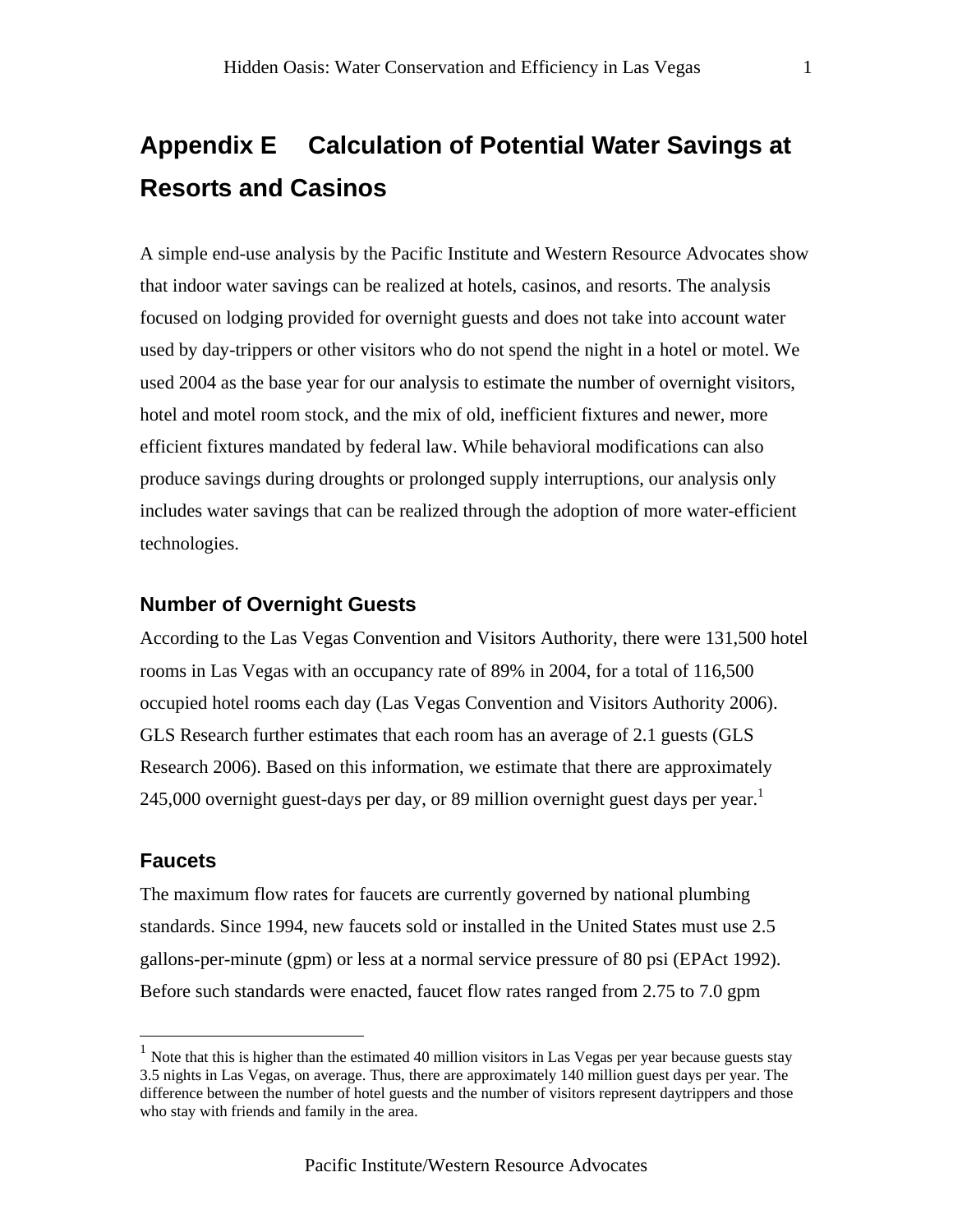# Appendix E Calculation of Potential Water Savings at Resorts and Casinos

A simple end-use analysis by the Pacific Institute and Western Resource Advocates show that indoor water savings can be realized at hotels, casinos, and resorts. The analysis focused on lodging provided for overnight guests and does not take into account water used by day-trippers or other visitors who do not spend the night in a hotel or motel. We used 2004 as the base year for our analysis to estimate the number of overnight visitors, hotel and motel room stock, and the mix of old, inefficient fixtures and newer, more efficient fixtures mandated by federal law. While behavioral modifications can also produce savings during droughts or prolonged supply interruptions, our analysis only includes water savings that can be realized through the adoption of more water-efficient technologies.

## Number of Overnight Guests

According to the Las Vegas Convention and Visitors Authority, there were 131,500 hotel rooms in Las Vegas with an occupancy rate of 89% in 2004, for a total of 116,500 occupied hotel rooms each day (Las Vegas Convention and Visitors Authority 2006). GLS Research further estimates that each room has an average of 2.1 guests (GLS Research 2006). Based on this information, we estimate that there are approximately 245,000 overnight guest-days per day, or 89 million overnight guest days per year.[1]

## Faucets

The maximum flow rates for faucets are currently governed by national plumbing standards. Since 1994, new faucets sold or installed in the United States must use 2.5 gallons-per-minute (gpm) or less at a normal service pressure of 80 psi (EPAct 1992). Before such standards were enacted, faucet flow rates ranged from 2.75 to 7.0 gpm

[1] Note that this is higher than the estimated 40 million visitors in Las Vegas per year because guests stay 3.5 nights in Las Vegas, on average. Thus, there are approximately 140 million guest days per year. The difference between the number of hotel guests and the number of visitors represent daytrippers and those who stay with friends and family in the area.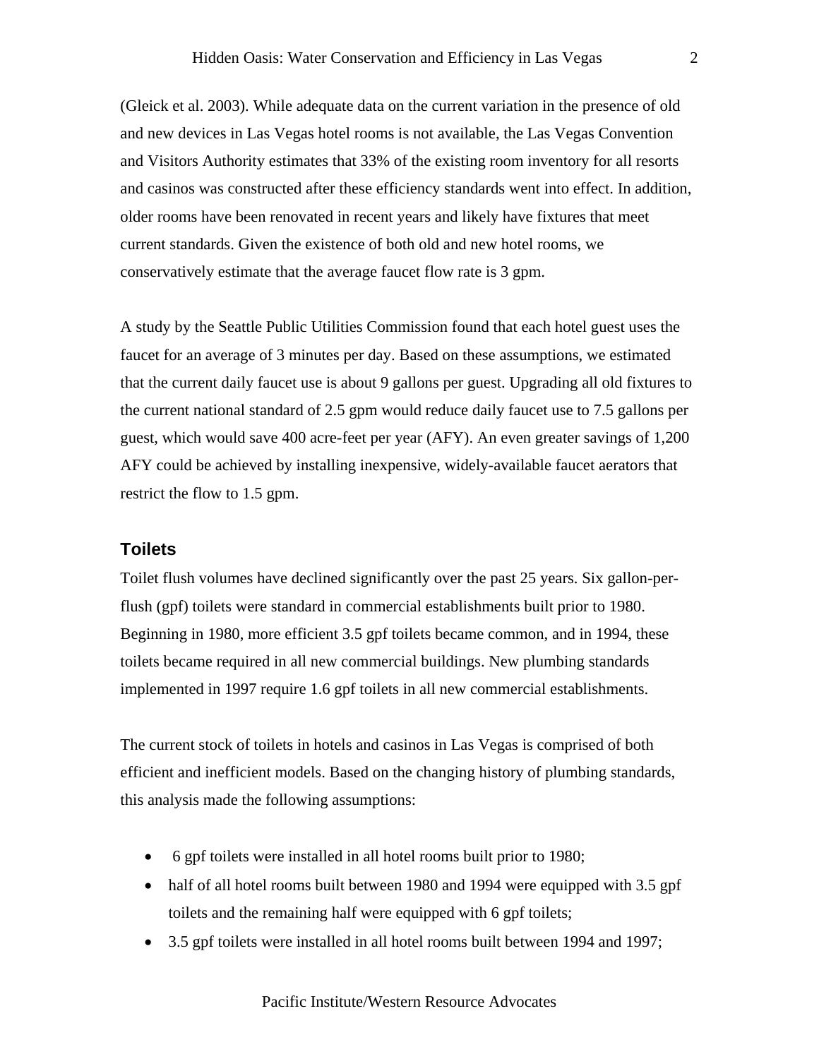(Gleick et al. 2003). While adequate data on the current variation in the presence of old and new devices in Las Vegas hotel rooms is not available, the Las Vegas Convention and Visitors Authority estimates that 33% of the existing room inventory for all resorts and casinos was constructed after these efficiency standards went into effect. In addition, older rooms have been renovated in recent years and likely have fixtures that meet current standards. Given the existence of both old and new hotel rooms, we conservatively estimate that the average faucet flow rate is 3 gpm.

A study by the Seattle Public Utilities Commission found that each hotel guest uses the faucet for an average of 3 minutes per day. Based on these assumptions, we estimated that the current daily faucet use is about 9 gallons per guest. Upgrading all old fixtures to the current national standard of 2.5 gpm would reduce daily faucet use to 7.5 gallons per guest, which would save 400 acre-feet per year (AFY). An even greater savings of 1,200 AFY could be achieved by installing inexpensive, widely-available faucet aerators that restrict the flow to 1.5 gpm.

### Toilets

Toilet flush volumes have declined significantly over the past 25 years. Six gallon-per-flush (gpf) toilets were standard in commercial establishments built prior to 1980. Beginning in 1980, more efficient 3.5 gpf toilets became common, and in 1994, these toilets became required in all new commercial buildings. New plumbing standards implemented in 1997 require 1.6 gpf toilets in all new commercial establishments.

The current stock of toilets in hotels and casinos in Las Vegas is comprised of both efficient and inefficient models. Based on the changing history of plumbing standards, this analysis made the following assumptions:

- 6 gpf toilets were installed in all hotel rooms built prior to 1980;
- half of all hotel rooms built between 1980 and 1994 were equipped with 3.5 gpf toilets and the remaining half were equipped with 6 gpf toilets;
- 3.5 gpf toilets were installed in all hotel rooms built between 1994 and 1997;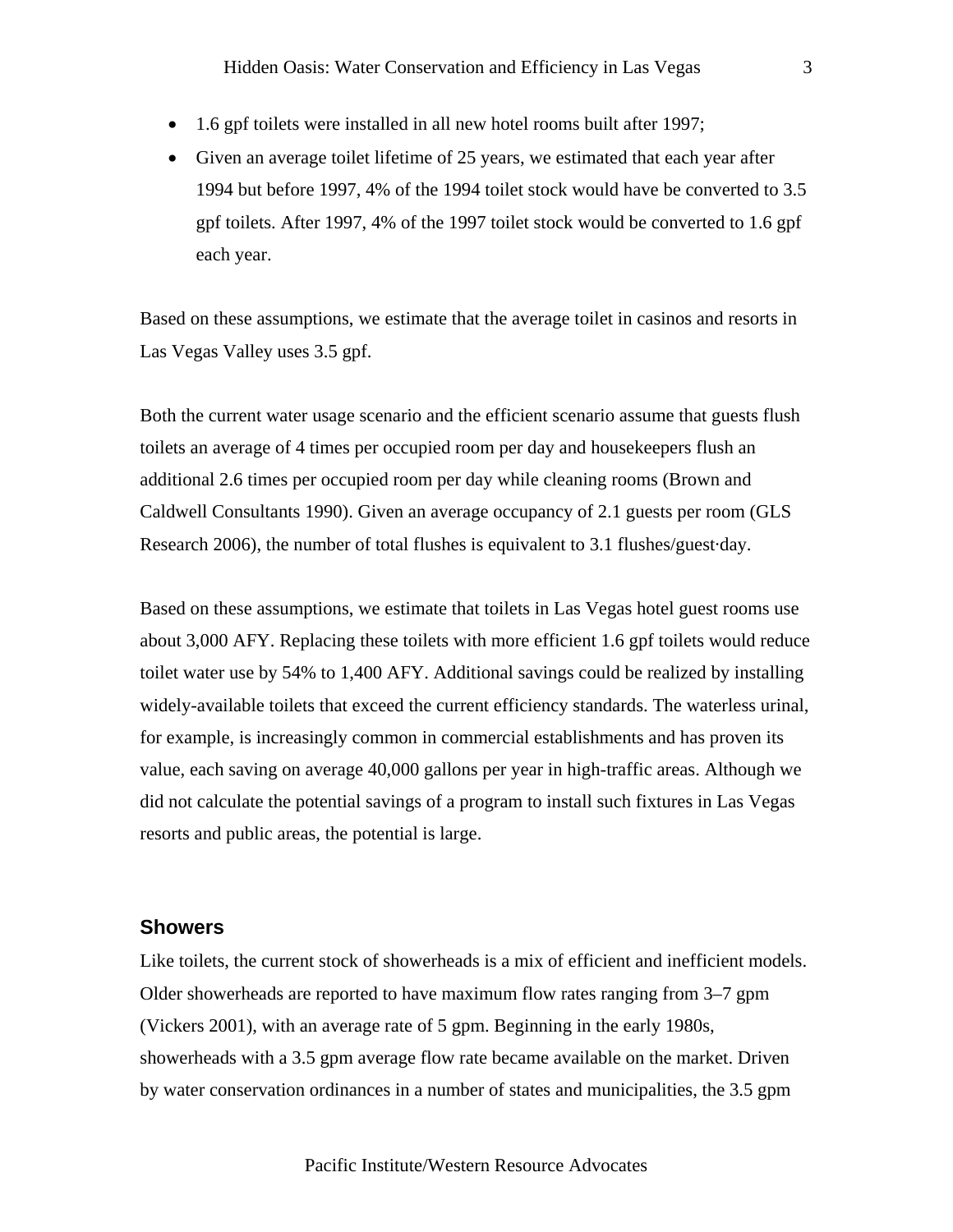- 1.6 gpf toilets were installed in all new hotel rooms built after 1997;
- Given an average toilet lifetime of 25 years, we estimated that each year after 1994 but before 1997, 4% of the 1994 toilet stock would have be converted to 3.5 gpf toilets. After 1997, 4% of the 1997 toilet stock would be converted to 1.6 gpf each year.

Based on these assumptions, we estimate that the average toilet in casinos and resorts in Las Vegas Valley uses 3.5 gpf.

Both the current water usage scenario and the efficient scenario assume that guests flush toilets an average of 4 times per occupied room per day and housekeepers flush an additional 2.6 times per occupied room per day while cleaning rooms (Brown and Caldwell Consultants 1990). Given an average occupancy of 2.1 guests per room (GLS Research 2006), the number of total flushes is equivalent to 3.1 flushes/guest·day.

Based on these assumptions, we estimate that toilets in Las Vegas hotel guest rooms use about 3,000 AFY. Replacing these toilets with more efficient 1.6 gpf toilets would reduce toilet water use by 54% to 1,400 AFY. Additional savings could be realized by installing widely-available toilets that exceed the current efficiency standards. The waterless urinal, for example, is increasingly common in commercial establishments and has proven its value, each saving on average 40,000 gallons per year in high-traffic areas. Although we did not calculate the potential savings of a program to install such fixtures in Las Vegas resorts and public areas, the potential is large.

## Showers

Like toilets, the current stock of showerheads is a mix of efficient and inefficient models. Older showerheads are reported to have maximum flow rates ranging from 3–7 gpm (Vickers 2001), with an average rate of 5 gpm. Beginning in the early 1980s, showerheads with a 3.5 gpm average flow rate became available on the market. Driven by water conservation ordinances in a number of states and municipalities, the 3.5 gpm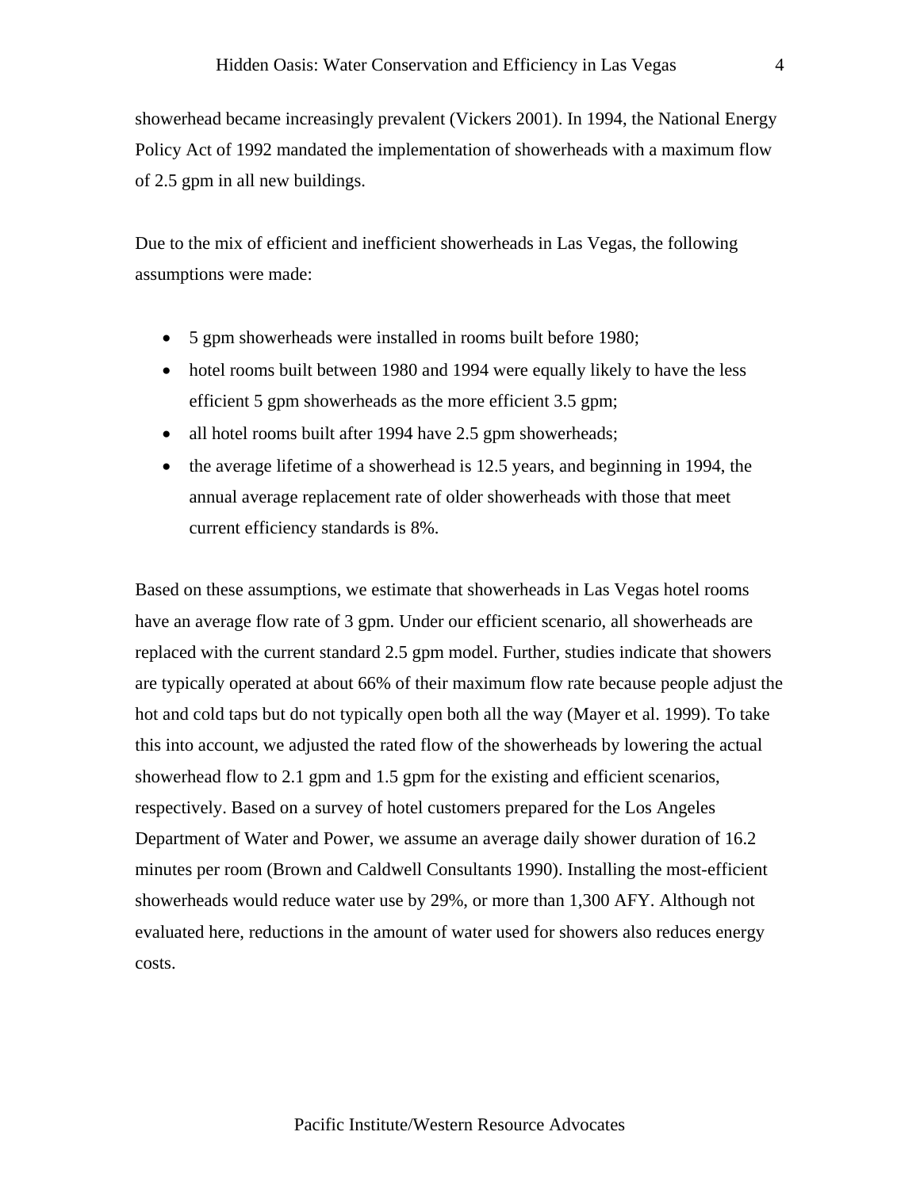showerhead became increasingly prevalent (Vickers 2001). In 1994, the National Energy Policy Act of 1992 mandated the implementation of showerheads with a maximum flow of 2.5 gpm in all new buildings.

Due to the mix of efficient and inefficient showerheads in Las Vegas, the following assumptions were made:

- 5 gpm showerheads were installed in rooms built before 1980;
- hotel rooms built between 1980 and 1994 were equally likely to have the less efficient 5 gpm showerheads as the more efficient 3.5 gpm;
- all hotel rooms built after 1994 have 2.5 gpm showerheads;
- the average lifetime of a showerhead is 12.5 years, and beginning in 1994, the annual average replacement rate of older showerheads with those that meet current efficiency standards is 8%.

Based on these assumptions, we estimate that showerheads in Las Vegas hotel rooms have an average flow rate of 3 gpm. Under our efficient scenario, all showerheads are replaced with the current standard 2.5 gpm model. Further, studies indicate that showers are typically operated at about 66% of their maximum flow rate because people adjust the hot and cold taps but do not typically open both all the way (Mayer et al. 1999). To take this into account, we adjusted the rated flow of the showerheads by lowering the actual showerhead flow to 2.1 gpm and 1.5 gpm for the existing and efficient scenarios, respectively. Based on a survey of hotel customers prepared for the Los Angeles Department of Water and Power, we assume an average daily shower duration of 16.2 minutes per room (Brown and Caldwell Consultants 1990). Installing the most-efficient showerheads would reduce water use by 29%, or more than 1,300 AFY. Although not evaluated here, reductions in the amount of water used for showers also reduces energy costs.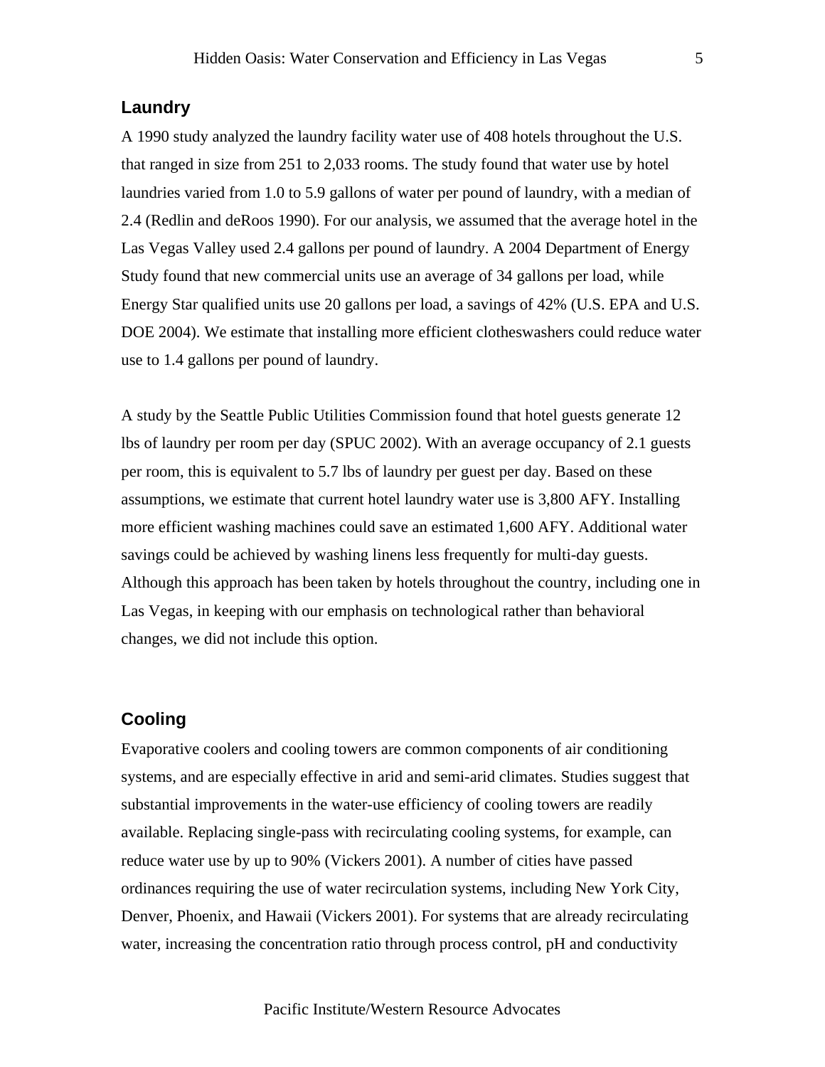## Laundry

A 1990 study analyzed the laundry facility water use of 408 hotels throughout the U.S. that ranged in size from 251 to 2,033 rooms. The study found that water use by hotel laundries varied from 1.0 to 5.9 gallons of water per pound of laundry, with a median of 2.4 (Redlin and deRoos 1990). For our analysis, we assumed that the average hotel in the Las Vegas Valley used 2.4 gallons per pound of laundry. A 2004 Department of Energy Study found that new commercial units use an average of 34 gallons per load, while Energy Star qualified units use 20 gallons per load, a savings of 42% (U.S. EPA and U.S. DOE 2004). We estimate that installing more efficient clotheswashers could reduce water use to 1.4 gallons per pound of laundry.

A study by the Seattle Public Utilities Commission found that hotel guests generate 12 lbs of laundry per room per day (SPUC 2002). With an average occupancy of 2.1 guests per room, this is equivalent to 5.7 lbs of laundry per guest per day. Based on these assumptions, we estimate that current hotel laundry water use is 3,800 AFY. Installing more efficient washing machines could save an estimated 1,600 AFY. Additional water savings could be achieved by washing linens less frequently for multi-day guests. Although this approach has been taken by hotels throughout the country, including one in Las Vegas, in keeping with our emphasis on technological rather than behavioral changes, we did not include this option.

## Cooling

Evaporative coolers and cooling towers are common components of air conditioning systems, and are especially effective in arid and semi-arid climates. Studies suggest that substantial improvements in the water-use efficiency of cooling towers are readily available. Replacing single-pass with recirculating cooling systems, for example, can reduce water use by up to 90% (Vickers 2001). A number of cities have passed ordinances requiring the use of water recirculation systems, including New York City, Denver, Phoenix, and Hawaii (Vickers 2001). For systems that are already recirculating water, increasing the concentration ratio through process control, pH and conductivity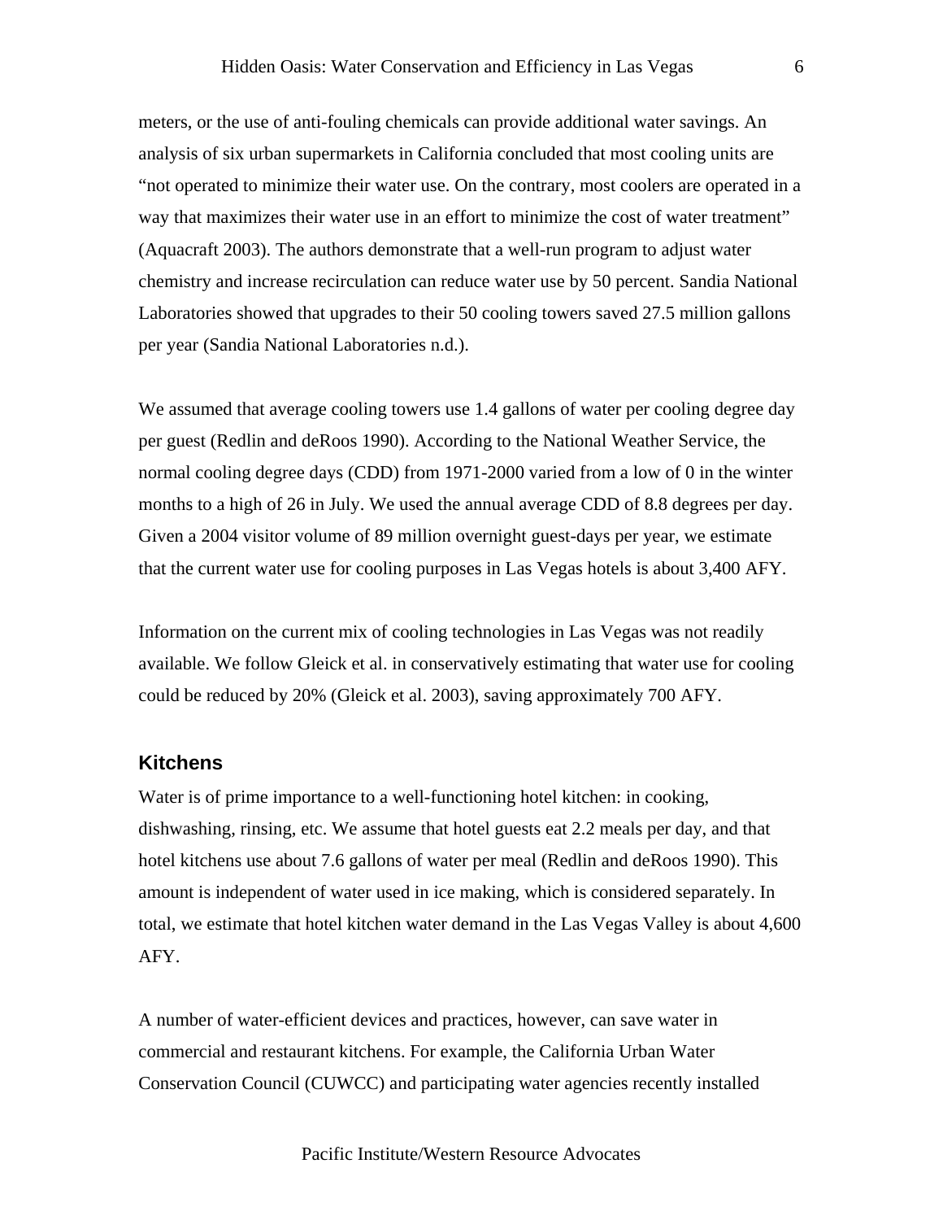meters, or the use of anti-fouling chemicals can provide additional water savings. An analysis of six urban supermarkets in California concluded that most cooling units are "not operated to minimize their water use. On the contrary, most coolers are operated in a way that maximizes their water use in an effort to minimize the cost of water treatment" (Aquacraft 2003). The authors demonstrate that a well-run program to adjust water chemistry and increase recirculation can reduce water use by 50 percent. Sandia National Laboratories showed that upgrades to their 50 cooling towers saved 27.5 million gallons per year (Sandia National Laboratories n.d.).

We assumed that average cooling towers use 1.4 gallons of water per cooling degree day per guest (Redlin and deRoos 1990). According to the National Weather Service, the normal cooling degree days (CDD) from 1971-2000 varied from a low of 0 in the winter months to a high of 26 in July. We used the annual average CDD of 8.8 degrees per day. Given a 2004 visitor volume of 89 million overnight guest-days per year, we estimate that the current water use for cooling purposes in Las Vegas hotels is about 3,400 AFY.

Information on the current mix of cooling technologies in Las Vegas was not readily available. We follow Gleick et al. in conservatively estimating that water use for cooling could be reduced by 20% (Gleick et al. 2003), saving approximately 700 AFY.

### Kitchens

Water is of prime importance to a well-functioning hotel kitchen: in cooking, dishwashing, rinsing, etc. We assume that hotel guests eat 2.2 meals per day, and that hotel kitchens use about 7.6 gallons of water per meal (Redlin and deRoos 1990). This amount is independent of water used in ice making, which is considered separately. In total, we estimate that hotel kitchen water demand in the Las Vegas Valley is about 4,600 AFY.

A number of water-efficient devices and practices, however, can save water in commercial and restaurant kitchens. For example, the California Urban Water Conservation Council (CUWCC) and participating water agencies recently installed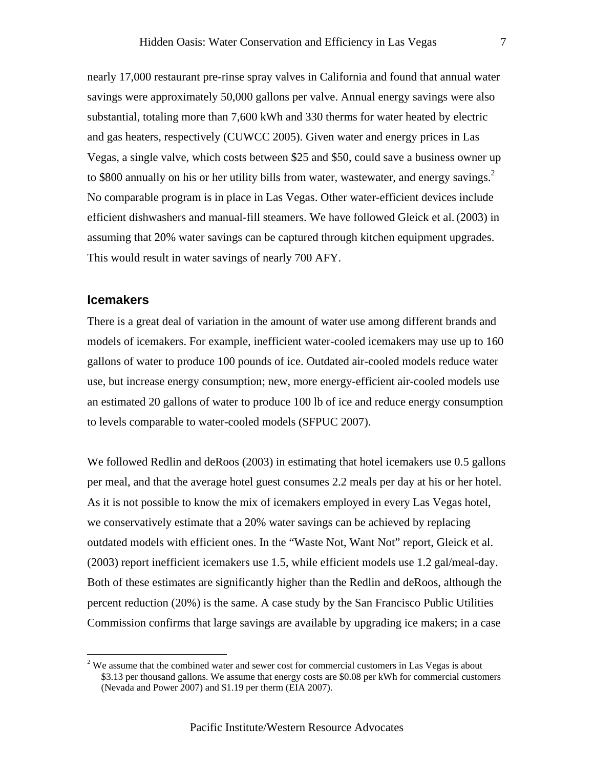nearly 17,000 restaurant pre-rinse spray valves in California and found that annual water savings were approximately 50,000 gallons per valve. Annual energy savings were also substantial, totaling more than 7,600 kWh and 330 therms for water heated by electric and gas heaters, respectively (CUWCC 2005). Given water and energy prices in Las Vegas, a single valve, which costs between $25 and $50, could save a business owner up to $800 annually on his or her utility bills from water, wastewater, and energy savings.[2] No comparable program is in place in Las Vegas. Other water-efficient devices include efficient dishwashers and manual-fill steamers. We have followed Gleick et al. (2003) in assuming that 20% water savings can be captured through kitchen equipment upgrades. This would result in water savings of nearly 700 AFY.

## Icemakers

There is a great deal of variation in the amount of water use among different brands and models of icemakers. For example, inefficient water-cooled icemakers may use up to 160 gallons of water to produce 100 pounds of ice. Outdated air-cooled models reduce water use, but increase energy consumption; new, more energy-efficient air-cooled models use an estimated 20 gallons of water to produce 100 lb of ice and reduce energy consumption to levels comparable to water-cooled models (SFPUC 2007).

We followed Redlin and deRoos (2003) in estimating that hotel icemakers use 0.5 gallons per meal, and that the average hotel guest consumes 2.2 meals per day at his or her hotel. As it is not possible to know the mix of icemakers employed in every Las Vegas hotel, we conservatively estimate that a 20% water savings can be achieved by replacing outdated models with efficient ones. In the "Waste Not, Want Not" report, Gleick et al. (2003) report inefficient icemakers use 1.5, while efficient models use 1.2 gal/meal-day. Both of these estimates are significantly higher than the Redlin and deRoos, although the percent reduction (20%) is the same. A case study by the San Francisco Public Utilities Commission confirms that large savings are available by upgrading ice makers; in a case

---

[2] We assume that the combined water and sewer cost for commercial customers in Las Vegas is about $3.13 per thousand gallons. We assume that energy costs are $0.08 per kWh for commercial customers (Nevada and Power 2007) and $1.19 per therm (EIA 2007).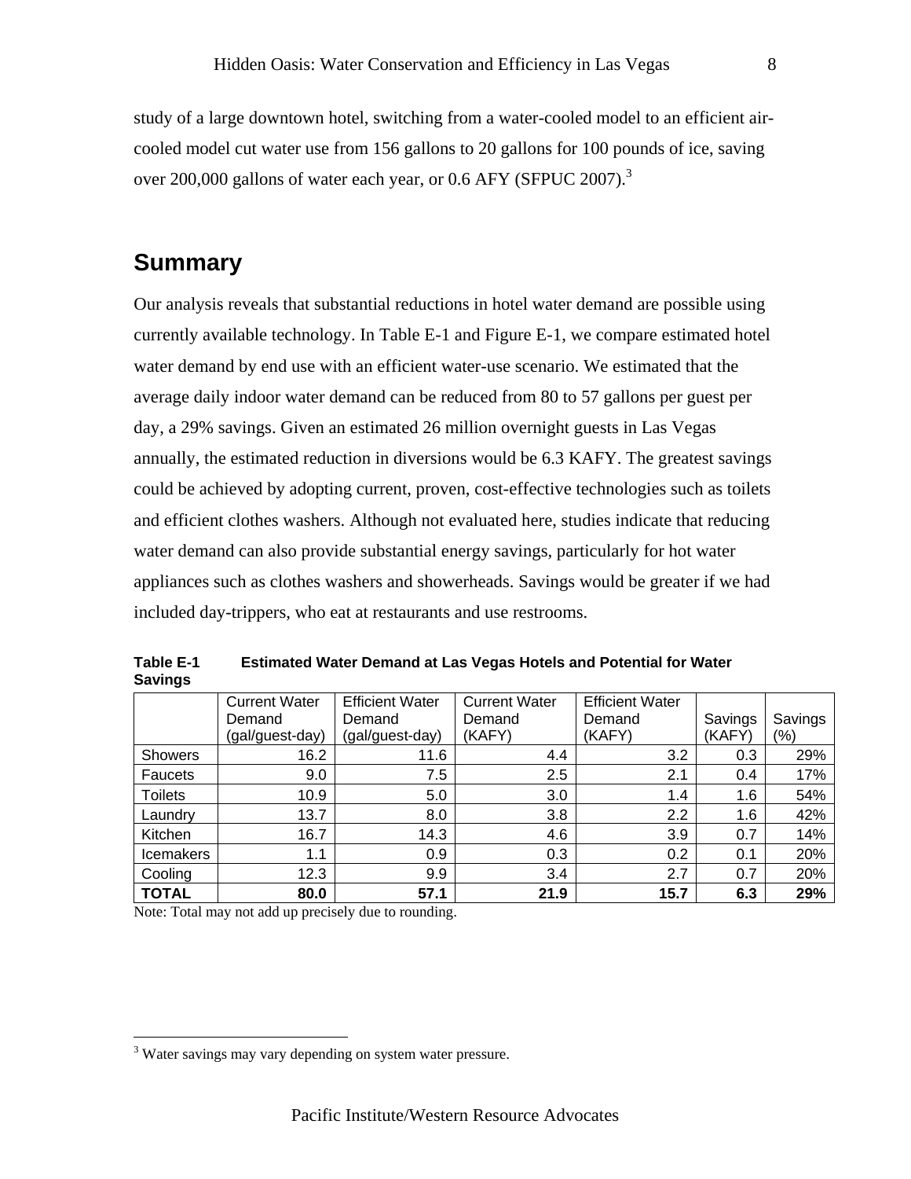study of a large downtown hotel, switching from a water-cooled model to an efficient air-cooled model cut water use from 156 gallons to 20 gallons for 100 pounds of ice, saving over 200,000 gallons of water each year, or 0.6 AFY (SFPUC 2007).[3]

## Summary

Our analysis reveals that substantial reductions in hotel water demand are possible using currently available technology. In Table E-1 and Figure E-1, we compare estimated hotel water demand by end use with an efficient water-use scenario. We estimated that the average daily indoor water demand can be reduced from 80 to 57 gallons per guest per day, a 29% savings. Given an estimated 26 million overnight guests in Las Vegas annually, the estimated reduction in diversions would be 6.3 KAFY. The greatest savings could be achieved by adopting current, proven, cost-effective technologies such as toilets and efficient clothes washers. Although not evaluated here, studies indicate that reducing water demand can also provide substantial energy savings, particularly for hot water appliances such as clothes washers and showerheads. Savings would be greater if we had included day-trippers, who eat at restaurants and use restrooms.

**Table E-1 Estimated Water Demand at Las Vegas Hotels and Potential for Water Savings**

| | Current Water Demand (gal/guest-day) | Efficient Water Demand (gal/guest-day) | Current Water Demand (KAFY) | Efficient Water Demand (KAFY) | Savings (KAFY) | Savings (%) |
|---|---|---|---|---|---|---|
| Showers | 16.2 | 11.6 | 4.4 | 3.2 | 0.3 | 29% |
| Faucets | 9.0 | 7.5 | 2.5 | 2.1 | 0.4 | 17% |
| Toilets | 10.9 | 5.0 | 3.0 | 1.4 | 1.6 | 54% |
| Laundry | 13.7 | 8.0 | 3.8 | 2.2 | 1.6 | 42% |
| Kitchen | 16.7 | 14.3 | 4.6 | 3.9 | 0.7 | 14% |
| Icemakers | 1.1 | 0.9 | 0.3 | 0.2 | 0.1 | 20% |
| Cooling | 12.3 | 9.9 | 3.4 | 2.7 | 0.7 | 20% |
| **TOTAL** | **80.0** | **57.1** | **21.9** | **15.7** | **6.3** | **29%** |

Note: Total may not add up precisely due to rounding.

[3] Water savings may vary depending on system water pressure.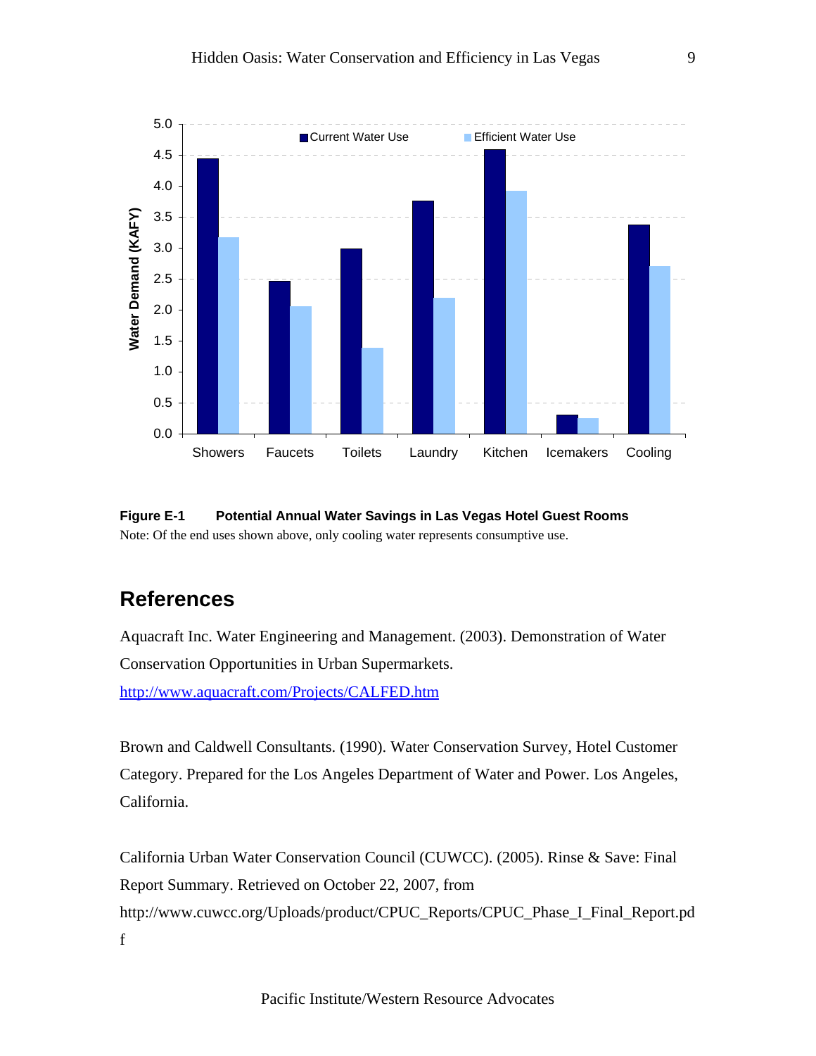**Figure E-1 Potential Annual Water Savings in Las Vegas Hotel Guest Rooms**

Note: Of the end uses shown above, only cooling water represents consumptive use.

## References

Aquacraft Inc. Water Engineering and Management. (2003). Demonstration of Water Conservation Opportunities in Urban Supermarkets. http://www.aquacraft.com/Projects/CALFED.htm

Brown and Caldwell Consultants. (1990). Water Conservation Survey, Hotel Customer Category. Prepared for the Los Angeles Department of Water and Power. Los Angeles, California.

California Urban Water Conservation Council (CUWCC). (2005). Rinse & Save: Final Report Summary. Retrieved on October 22, 2007, from http://www.cuwcc.org/Uploads/product/CPUC_Reports/CPUC_Phase_I_Final_Report.pdf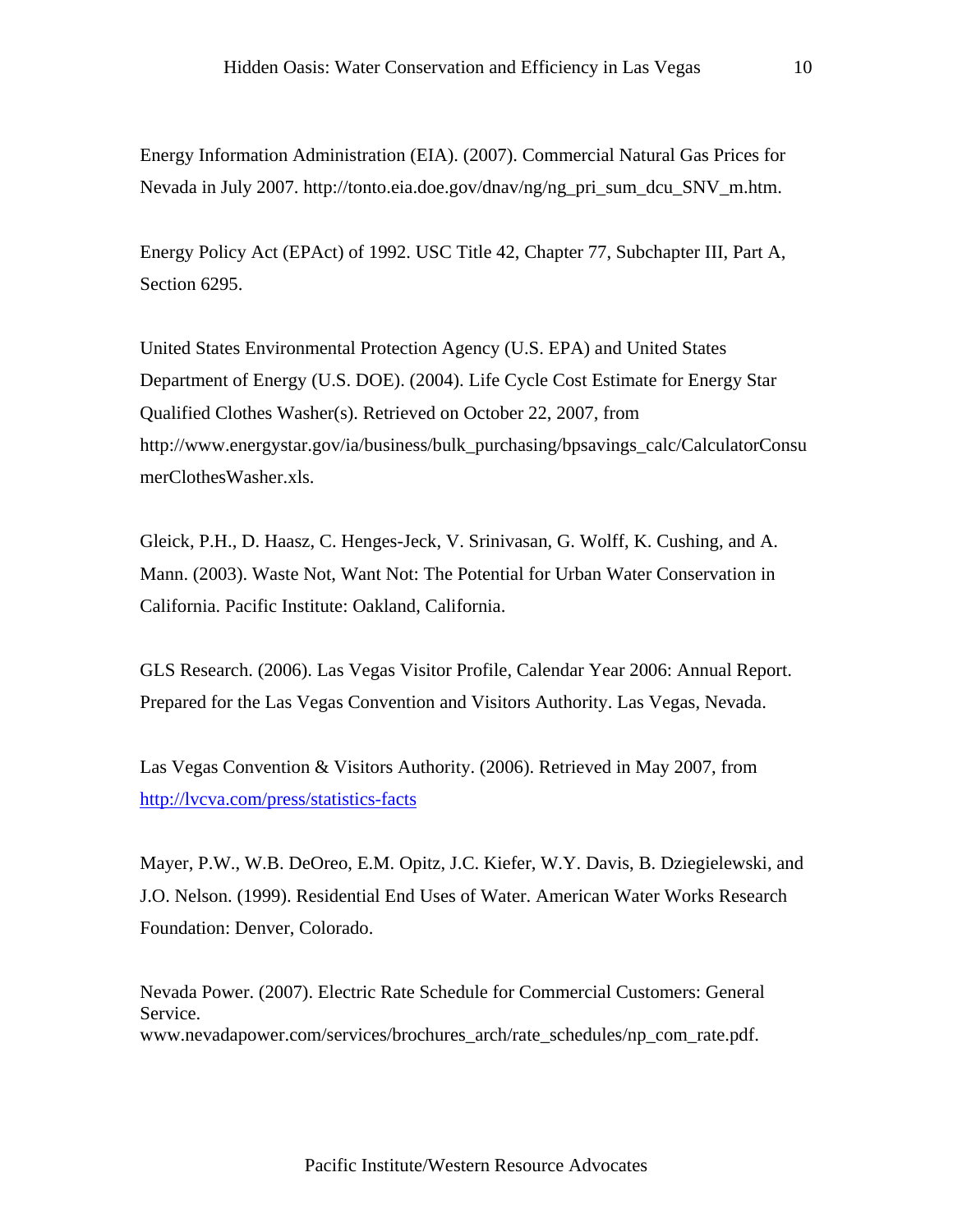Energy Information Administration (EIA). (2007). Commercial Natural Gas Prices for Nevada in July 2007. http://tonto.eia.doe.gov/dnav/ng/ng_pri_sum_dcu_SNV_m.htm.

Energy Policy Act (EPAct) of 1992. USC Title 42, Chapter 77, Subchapter III, Part A, Section 6295.

United States Environmental Protection Agency (U.S. EPA) and United States Department of Energy (U.S. DOE). (2004). Life Cycle Cost Estimate for Energy Star Qualified Clothes Washer(s). Retrieved on October 22, 2007, from http://www.energystar.gov/ia/business/bulk_purchasing/bpsavings_calc/CalculatorConsumerClothesWasher.xls.

Gleick, P.H., D. Haasz, C. Henges-Jeck, V. Srinivasan, G. Wolff, K. Cushing, and A. Mann. (2003). Waste Not, Want Not: The Potential for Urban Water Conservation in California. Pacific Institute: Oakland, California.

GLS Research. (2006). Las Vegas Visitor Profile, Calendar Year 2006: Annual Report. Prepared for the Las Vegas Convention and Visitors Authority. Las Vegas, Nevada.

Las Vegas Convention & Visitors Authority. (2006). Retrieved in May 2007, from http://lvcva.com/press/statistics-facts

Mayer, P.W., W.B. DeOreo, E.M. Opitz, J.C. Kiefer, W.Y. Davis, B. Dziegielewski, and J.O. Nelson. (1999). Residential End Uses of Water. American Water Works Research Foundation: Denver, Colorado.

Nevada Power. (2007). Electric Rate Schedule for Commercial Customers: General Service. www.nevadapower.com/services/brochures_arch/rate_schedules/np_com_rate.pdf.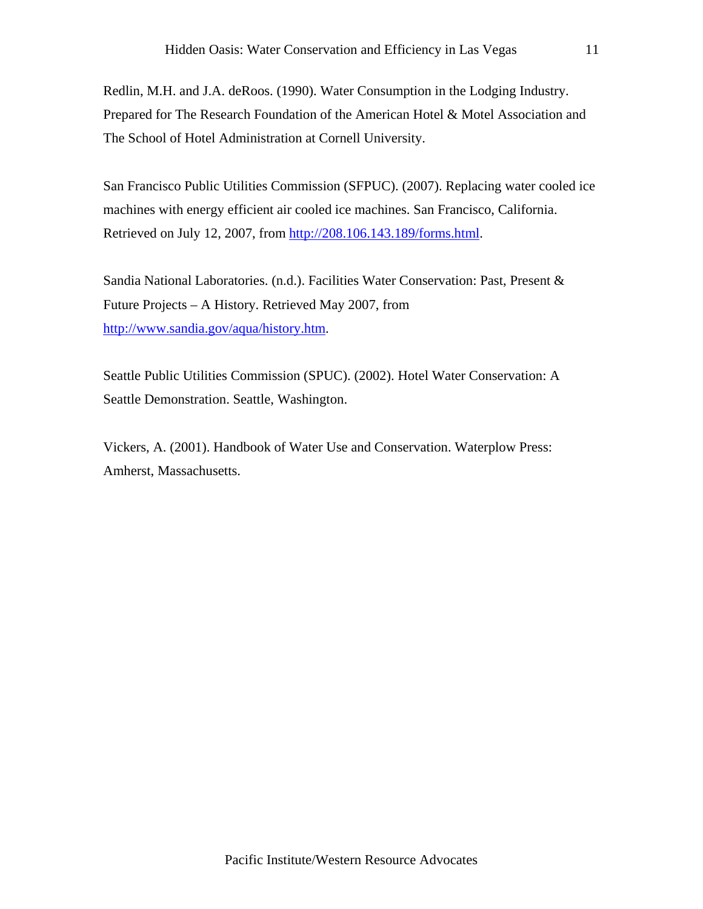Redlin, M.H. and J.A. deRoos. (1990). Water Consumption in the Lodging Industry. Prepared for The Research Foundation of the American Hotel & Motel Association and The School of Hotel Administration at Cornell University.

San Francisco Public Utilities Commission (SFPUC). (2007). Replacing water cooled ice machines with energy efficient air cooled ice machines. San Francisco, California. Retrieved on July 12, 2007, from http://208.106.143.189/forms.html.

Sandia National Laboratories. (n.d.). Facilities Water Conservation: Past, Present & Future Projects – A History. Retrieved May 2007, from http://www.sandia.gov/aqua/history.htm.

Seattle Public Utilities Commission (SPUC). (2002). Hotel Water Conservation: A Seattle Demonstration. Seattle, Washington.

Vickers, A. (2001). Handbook of Water Use and Conservation. Waterplow Press: Amherst, Massachusetts.